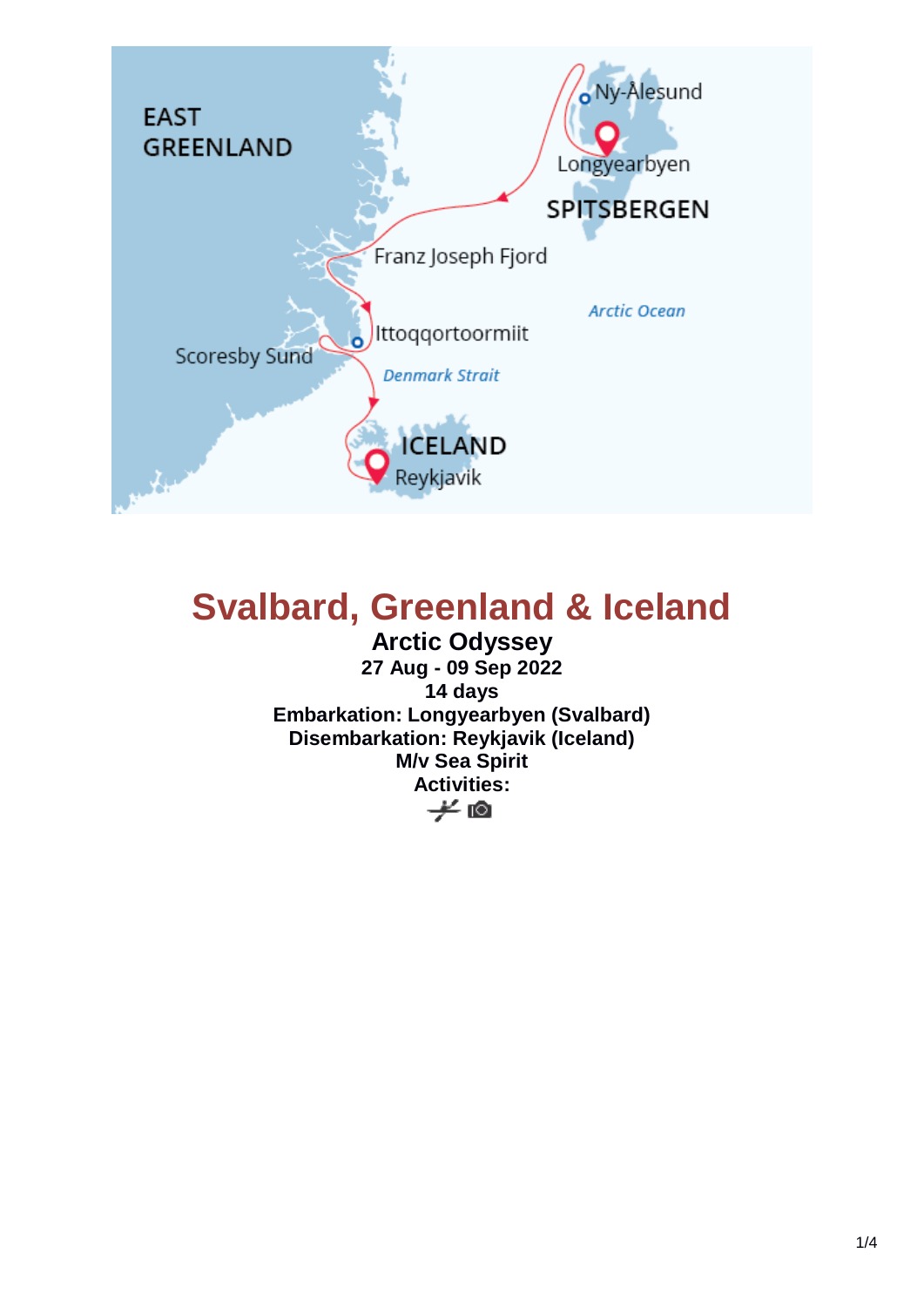# Svalbard, Greenland & Iceland

**Arctic Odyssey**
**27 Aug - 09 Sep 2022**
**14 days**
**Embarkation: Longyearbyen (Svalbard)**
**Disembarkation: Reykjavik (Iceland)**
**M/v Sea Spirit**
**Activities:**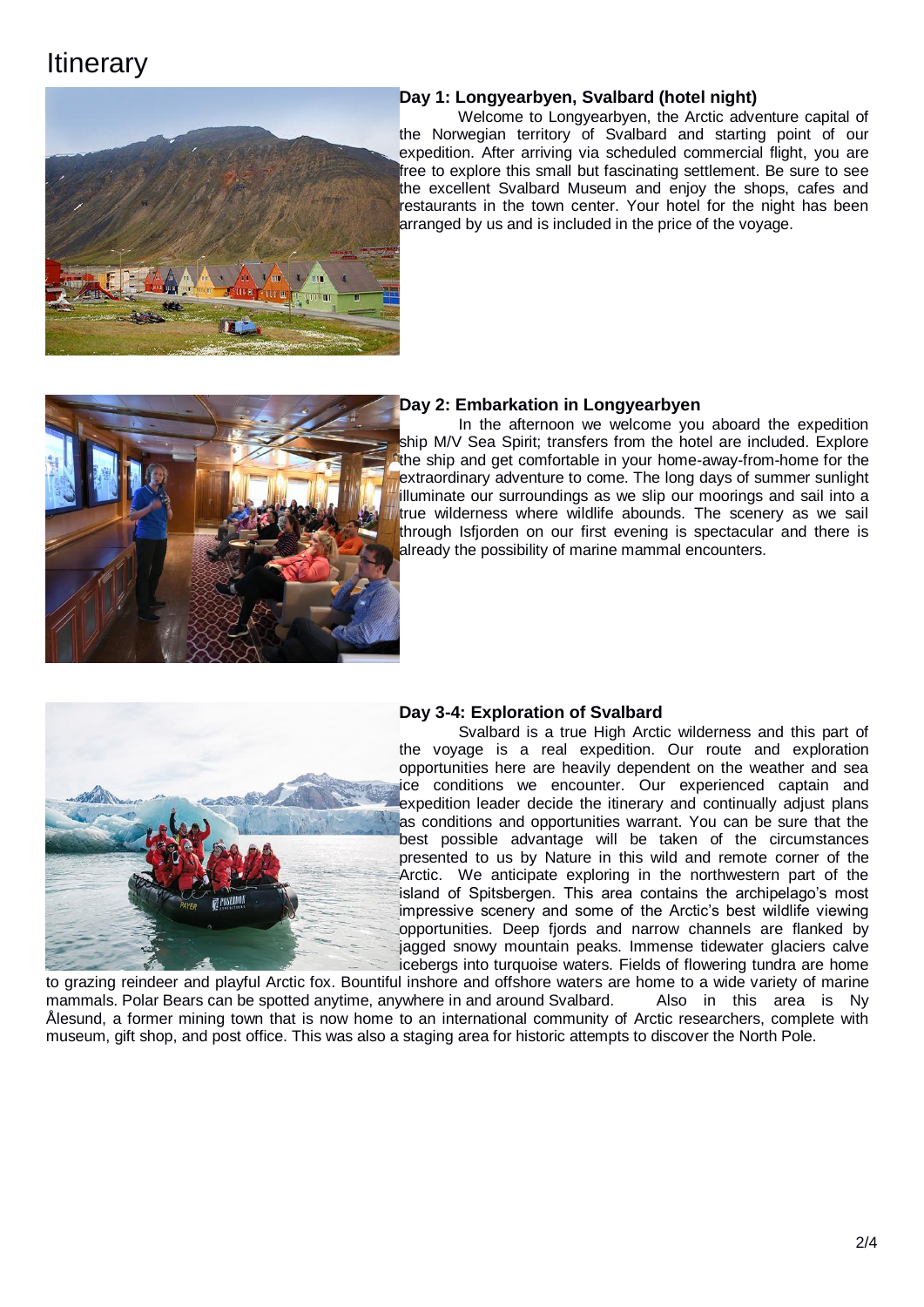# Itinerary

## Day 1: Longyearbyen, Svalbard (hotel night)

Welcome to Longyearbyen, the Arctic adventure capital of the Norwegian territory of Svalbard and starting point of our expedition. After arriving via scheduled commercial flight, you are free to explore this small but fascinating settlement. Be sure to see the excellent Svalbard Museum and enjoy the shops, cafes and restaurants in the town center. Your hotel for the night has been arranged by us and is included in the price of the voyage.

## Day 2: Embarkation in Longyearbyen

In the afternoon we welcome you aboard the expedition ship M/V Sea Spirit; transfers from the hotel are included. Explore the ship and get comfortable in your home-away-from-home for the extraordinary adventure to come. The long days of summer sunlight illuminate our surroundings as we slip our moorings and sail into a true wilderness where wildlife abounds. The scenery as we sail through Isfjorden on our first evening is spectacular and there is already the possibility of marine mammal encounters.

## Day 3-4: Exploration of Svalbard

Svalbard is a true High Arctic wilderness and this part of the voyage is a real expedition. Our route and exploration opportunities here are heavily dependent on the weather and sea ice conditions we encounter. Our experienced captain and expedition leader decide the itinerary and continually adjust plans as conditions and opportunities warrant. You can be sure that the best possible advantage will be taken of the circumstances presented to us by Nature in this wild and remote corner of the Arctic. We anticipate exploring in the northwestern part of the island of Spitsbergen. This area contains the archipelago's most impressive scenery and some of the Arctic's best wildlife viewing opportunities. Deep fjords and narrow channels are flanked by jagged snowy mountain peaks. Immense tidewater glaciers calve icebergs into turquoise waters. Fields of flowering tundra are home to grazing reindeer and playful Arctic fox. Bountiful inshore and offshore waters are home to a wide variety of marine mammals. Polar Bears can be spotted anytime, anywhere in and around Svalbard. Also in this area is Ny Ålesund, a former mining town that is now home to an international community of Arctic researchers, complete with museum, gift shop, and post office. This was also a staging area for historic attempts to discover the North Pole.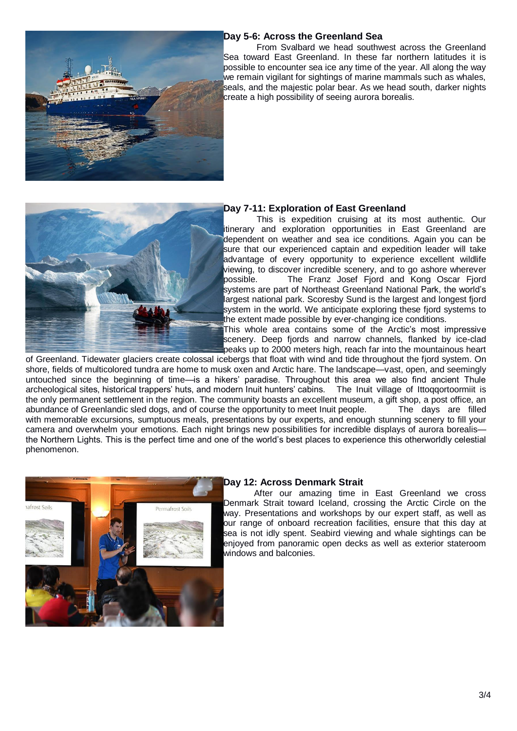## Day 5-6: Across the Greenland Sea

From Svalbard we head southwest across the Greenland Sea toward East Greenland. In these far northern latitudes it is possible to encounter sea ice any time of the year. All along the way we remain vigilant for sightings of marine mammals such as whales, seals, and the majestic polar bear. As we head south, darker nights create a high possibility of seeing aurora borealis.

## Day 7-11: Exploration of East Greenland

This is expedition cruising at its most authentic. Our itinerary and exploration opportunities in East Greenland are dependent on weather and sea ice conditions. Again you can be sure that our experienced captain and expedition leader will take advantage of every opportunity to experience excellent wildlife viewing, to discover incredible scenery, and to go ashore wherever possible. The Franz Josef Fjord and Kong Oscar Fjord systems are part of Northeast Greenland National Park, the world's largest national park. Scoresby Sund is the largest and longest fjord system in the world. We anticipate exploring these fjord systems to the extent made possible by ever-changing ice conditions.

This whole area contains some of the Arctic's most impressive scenery. Deep fjords and narrow channels, flanked by ice-clad peaks up to 2000 meters high, reach far into the mountainous heart of Greenland. Tidewater glaciers create colossal icebergs that float with wind and tide throughout the fjord system. On shore, fields of multicolored tundra are home to musk oxen and Arctic hare. The landscape—vast, open, and seemingly untouched since the beginning of time—is a hikers' paradise. Throughout this area we also find ancient Thule archeological sites, historical trappers' huts, and modern Inuit hunters' cabins. The Inuit village of Ittoqqortoormiit is the only permanent settlement in the region. The community boasts an excellent museum, a gift shop, a post office, an abundance of Greenlandic sled dogs, and of course the opportunity to meet Inuit people. The days are filled with memorable excursions, sumptuous meals, presentations by our experts, and enough stunning scenery to fill your camera and overwhelm your emotions. Each night brings new possibilities for incredible displays of aurora borealis—the Northern Lights. This is the perfect time and one of the world's best places to experience this otherworldly celestial phenomenon.

## Day 12: Across Denmark Strait

After our amazing time in East Greenland we cross Denmark Strait toward Iceland, crossing the Arctic Circle on the way. Presentations and workshops by our expert staff, as well as our range of onboard recreation facilities, ensure that this day at sea is not idly spent. Seabird viewing and whale sightings can be enjoyed from panoramic open decks as well as exterior stateroom windows and balconies.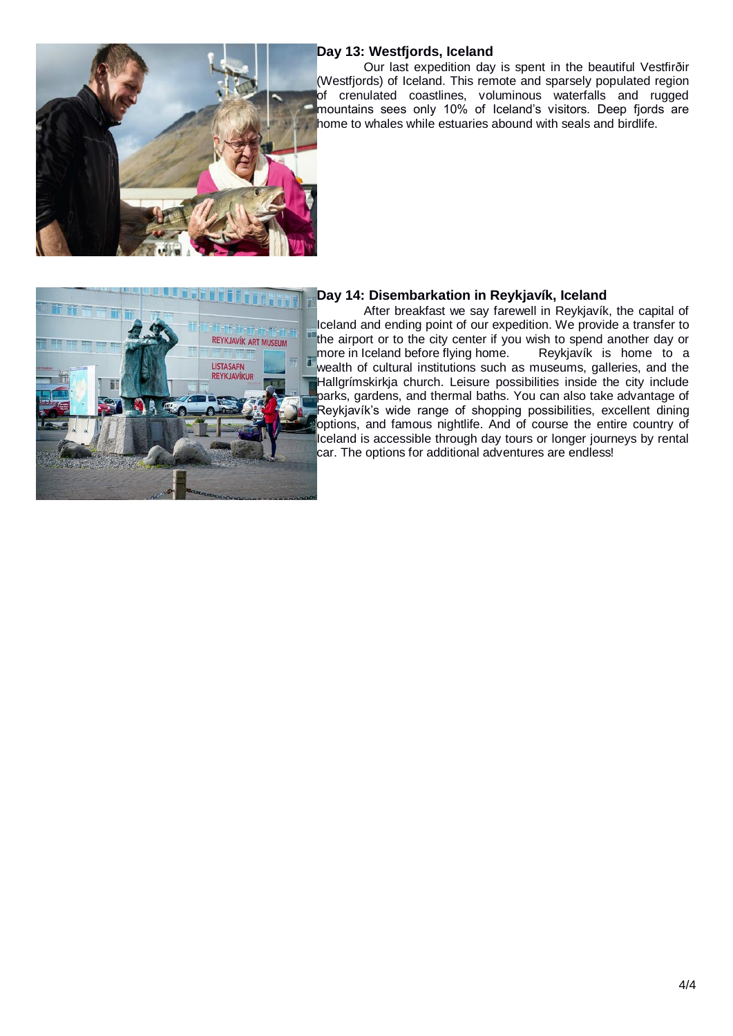## Day 13: Westfjords, Iceland

Our last expedition day is spent in the beautiful Vestfirðir (Westfjords) of Iceland. This remote and sparsely populated region of crenulated coastlines, voluminous waterfalls and rugged mountains sees only 10% of Iceland's visitors. Deep fjords are home to whales while estuaries abound with seals and birdlife.

## Day 14: Disembarkation in Reykjavík, Iceland

After breakfast we say farewell in Reykjavík, the capital of Iceland and ending point of our expedition. We provide a transfer to the airport or to the city center if you wish to spend another day or more in Iceland before flying home. Reykjavík is home to a wealth of cultural institutions such as museums, galleries, and the Hallgrímskirkja church. Leisure possibilities inside the city include parks, gardens, and thermal baths. You can also take advantage of Reykjavík's wide range of shopping possibilities, excellent dining options, and famous nightlife. And of course the entire country of Iceland is accessible through day tours or longer journeys by rental car. The options for additional adventures are endless!